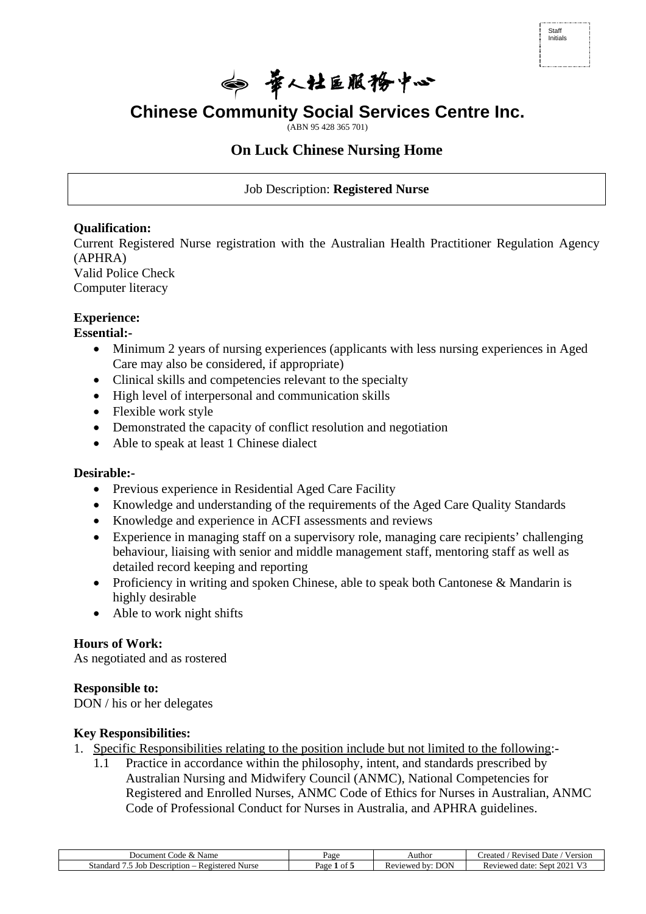Staff Initials

華人社區服務中心

# Chinese Community Social Services Centre Inc.

(ABN 95 428 365 701)

## On Luck Chinese Nursing Home

Job Description: **Registered Nurse**

**Qualification:**

Current Registered Nurse registration with the Australian Health Practitioner Regulation Agency (APHRA)
Valid Police Check
Computer literacy

**Experience:**

**Essential:-**

- Minimum 2 years of nursing experiences (applicants with less nursing experiences in Aged Care may also be considered, if appropriate)
- Clinical skills and competencies relevant to the specialty
- High level of interpersonal and communication skills
- Flexible work style
- Demonstrated the capacity of conflict resolution and negotiation
- Able to speak at least 1 Chinese dialect

**Desirable:-**

- Previous experience in Residential Aged Care Facility
- Knowledge and understanding of the requirements of the Aged Care Quality Standards
- Knowledge and experience in ACFI assessments and reviews
- Experience in managing staff on a supervisory role, managing care recipients' challenging behaviour, liaising with senior and middle management staff, mentoring staff as well as detailed record keeping and reporting
- Proficiency in writing and spoken Chinese, able to speak both Cantonese & Mandarin is highly desirable
- Able to work night shifts

**Hours of Work:**

As negotiated and as rostered

**Responsible to:**

DON / his or her delegates

**Key Responsibilities:**

1. Specific Responsibilities relating to the position include but not limited to the following:-
   1.1 Practice in accordance within the philosophy, intent, and standards prescribed by Australian Nursing and Midwifery Council (ANMC), National Competencies for Registered and Enrolled Nurses, ANMC Code of Ethics for Nurses in Australian, ANMC Code of Professional Conduct for Nurses in Australia, and APHRA guidelines.

| Document Code & Name | Page | Author | Created / Revised Date / Version |
|---|---|---|---|
| Standard 7.5 Job Description – Registered Nurse | Page 1 of 5 | Reviewed by: DON | Reviewed date: Sept 2021 V3 |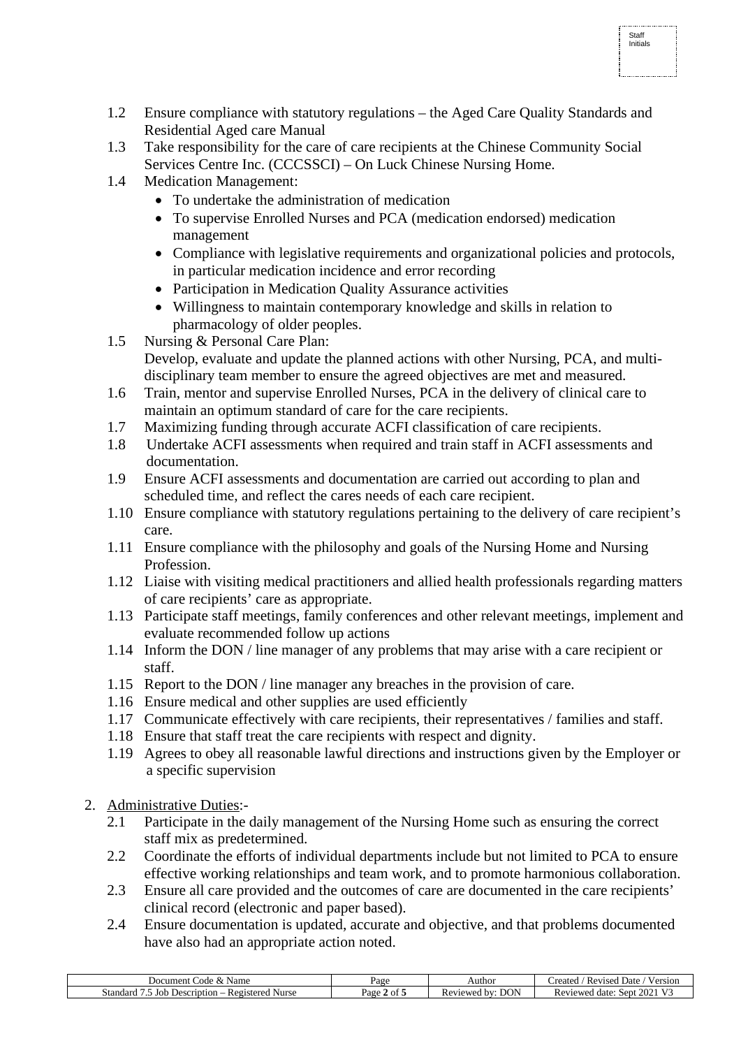1.2 Ensure compliance with statutory regulations – the Aged Care Quality Standards and Residential Aged care Manual

1.3 Take responsibility for the care of care recipients at the Chinese Community Social Services Centre Inc. (CCCSSCI) – On Luck Chinese Nursing Home.

1.4 Medication Management:

- To undertake the administration of medication
- To supervise Enrolled Nurses and PCA (medication endorsed) medication management
- Compliance with legislative requirements and organizational policies and protocols, in particular medication incidence and error recording
- Participation in Medication Quality Assurance activities
- Willingness to maintain contemporary knowledge and skills in relation to pharmacology of older peoples.

1.5 Nursing & Personal Care Plan:
Develop, evaluate and update the planned actions with other Nursing, PCA, and multi-disciplinary team member to ensure the agreed objectives are met and measured.

1.6 Train, mentor and supervise Enrolled Nurses, PCA in the delivery of clinical care to maintain an optimum standard of care for the care recipients.

1.7 Maximizing funding through accurate ACFI classification of care recipients.

1.8 Undertake ACFI assessments when required and train staff in ACFI assessments and documentation.

1.9 Ensure ACFI assessments and documentation are carried out according to plan and scheduled time, and reflect the cares needs of each care recipient.

1.10 Ensure compliance with statutory regulations pertaining to the delivery of care recipient's care.

1.11 Ensure compliance with the philosophy and goals of the Nursing Home and Nursing Profession.

1.12 Liaise with visiting medical practitioners and allied health professionals regarding matters of care recipients' care as appropriate.

1.13 Participate staff meetings, family conferences and other relevant meetings, implement and evaluate recommended follow up actions

1.14 Inform the DON / line manager of any problems that may arise with a care recipient or staff.

1.15 Report to the DON / line manager any breaches in the provision of care.

1.16 Ensure medical and other supplies are used efficiently

1.17 Communicate effectively with care recipients, their representatives / families and staff.

1.18 Ensure that staff treat the care recipients with respect and dignity.

1.19 Agrees to obey all reasonable lawful directions and instructions given by the Employer or a specific supervision

2. Administrative Duties:-

2.1 Participate in the daily management of the Nursing Home such as ensuring the correct staff mix as predetermined.

2.2 Coordinate the efforts of individual departments include but not limited to PCA to ensure effective working relationships and team work, and to promote harmonious collaboration.

2.3 Ensure all care provided and the outcomes of care are documented in the care recipients' clinical record (electronic and paper based).

2.4 Ensure documentation is updated, accurate and objective, and that problems documented have also had an appropriate action noted.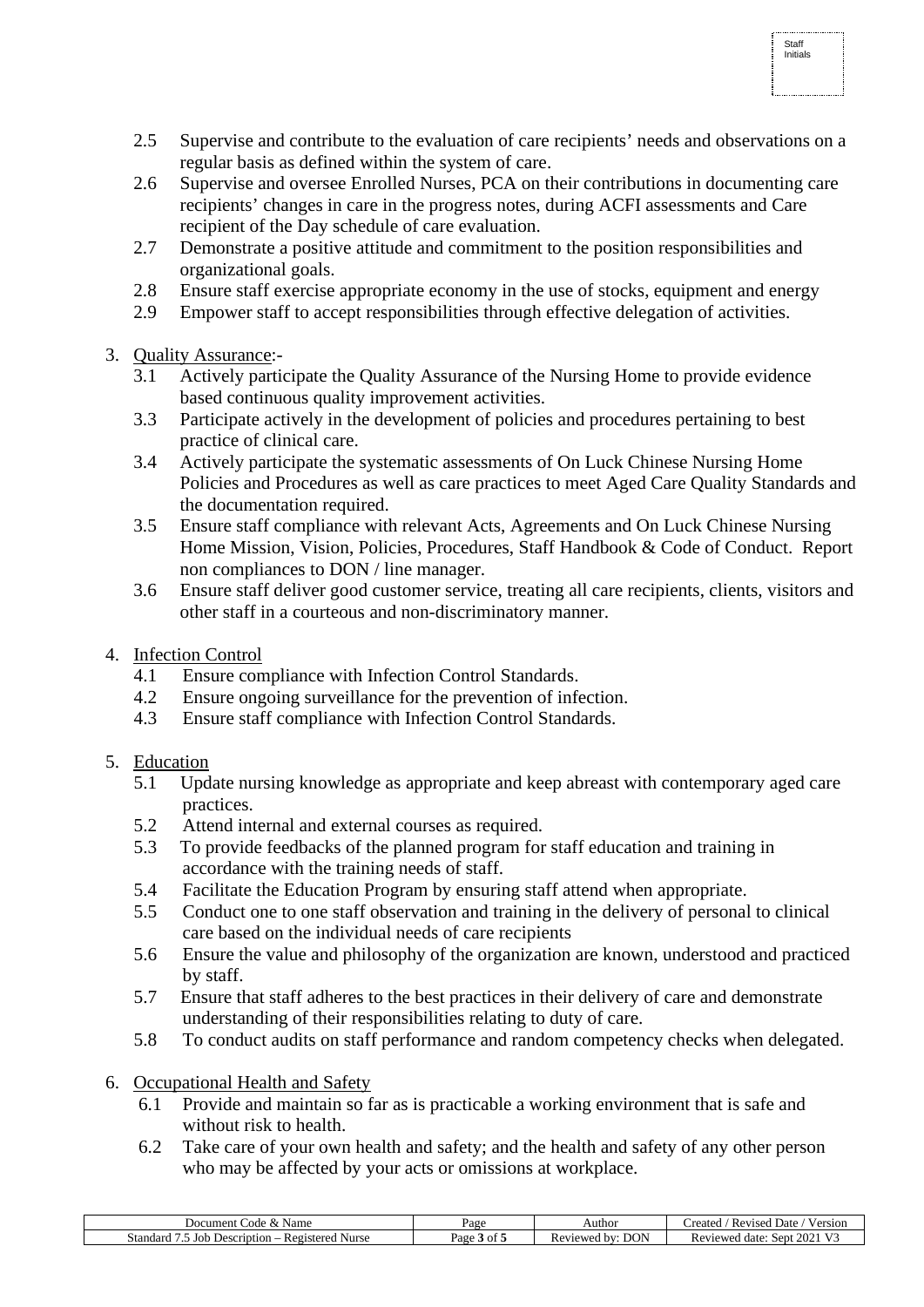2.5 Supervise and contribute to the evaluation of care recipients' needs and observations on a regular basis as defined within the system of care.

2.6 Supervise and oversee Enrolled Nurses, PCA on their contributions in documenting care recipients' changes in care in the progress notes, during ACFI assessments and Care recipient of the Day schedule of care evaluation.

2.7 Demonstrate a positive attitude and commitment to the position responsibilities and organizational goals.

2.8 Ensure staff exercise appropriate economy in the use of stocks, equipment and energy

2.9 Empower staff to accept responsibilities through effective delegation of activities.

3. <u>Quality Assurance</u>:-

   3.1 Actively participate the Quality Assurance of the Nursing Home to provide evidence based continuous quality improvement activities.

   3.3 Participate actively in the development of policies and procedures pertaining to best practice of clinical care.

   3.4 Actively participate the systematic assessments of On Luck Chinese Nursing Home Policies and Procedures as well as care practices to meet Aged Care Quality Standards and the documentation required.

   3.5 Ensure staff compliance with relevant Acts, Agreements and On Luck Chinese Nursing Home Mission, Vision, Policies, Procedures, Staff Handbook & Code of Conduct. Report non compliances to DON / line manager.

   3.6 Ensure staff deliver good customer service, treating all care recipients, clients, visitors and other staff in a courteous and non-discriminatory manner.

4. <u>Infection Control</u>

   4.1 Ensure compliance with Infection Control Standards.

   4.2 Ensure ongoing surveillance for the prevention of infection.

   4.3 Ensure staff compliance with Infection Control Standards.

5. <u>Education</u>

   5.1 Update nursing knowledge as appropriate and keep abreast with contemporary aged care practices.

   5.2 Attend internal and external courses as required.

   5.3 To provide feedbacks of the planned program for staff education and training in accordance with the training needs of staff.

   5.4 Facilitate the Education Program by ensuring staff attend when appropriate.

   5.5 Conduct one to one staff observation and training in the delivery of personal to clinical care based on the individual needs of care recipients

   5.6 Ensure the value and philosophy of the organization are known, understood and practiced by staff.

   5.7 Ensure that staff adheres to the best practices in their delivery of care and demonstrate understanding of their responsibilities relating to duty of care.

   5.8 To conduct audits on staff performance and random competency checks when delegated.

6. <u>Occupational Health and Safety</u>

   6.1 Provide and maintain so far as is practicable a working environment that is safe and without risk to health.

   6.2 Take care of your own health and safety; and the health and safety of any other person who may be affected by your acts or omissions at workplace.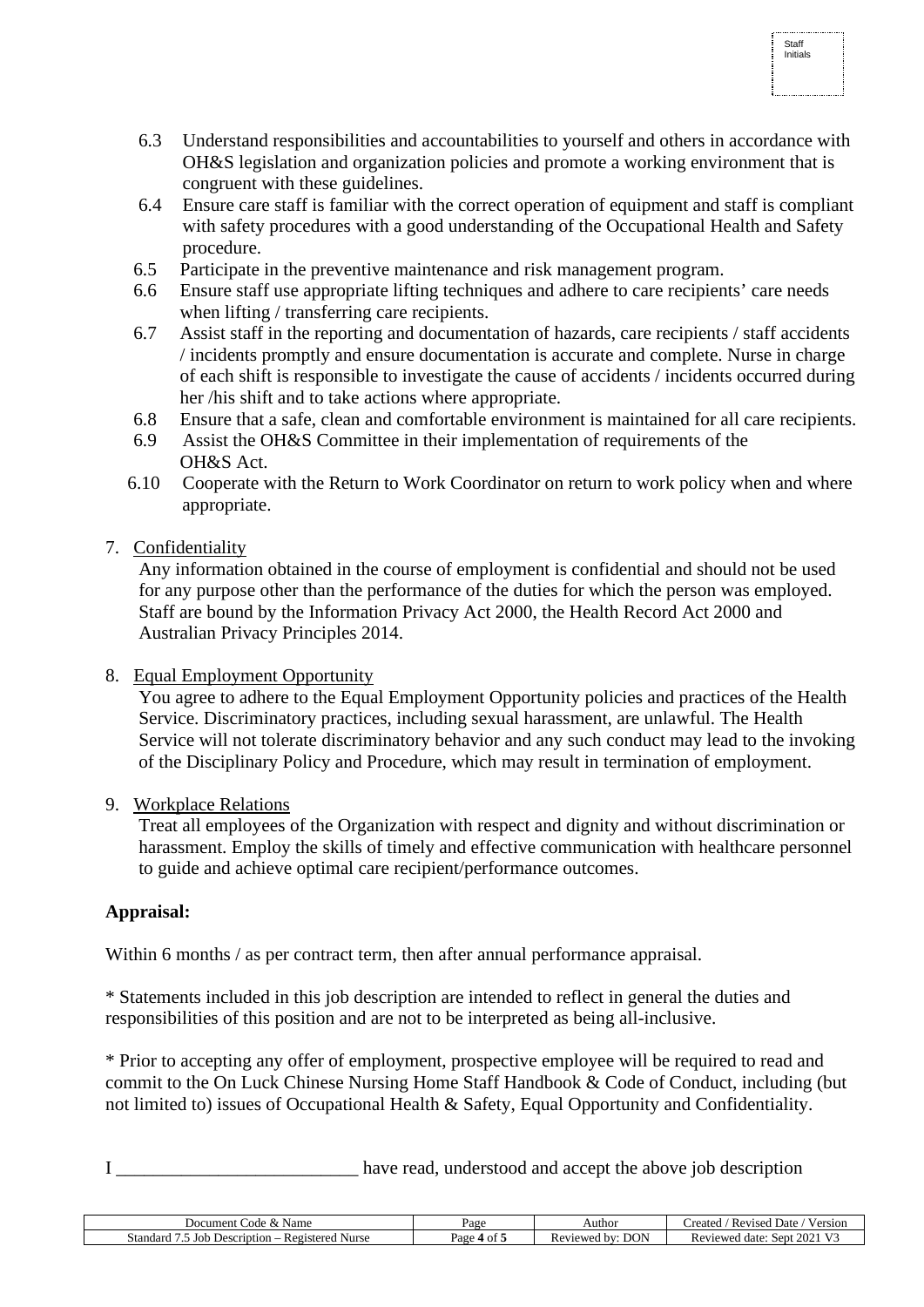Staff Initials

6.3 Understand responsibilities and accountabilities to yourself and others in accordance with OH&S legislation and organization policies and promote a working environment that is congruent with these guidelines.

6.4 Ensure care staff is familiar with the correct operation of equipment and staff is compliant with safety procedures with a good understanding of the Occupational Health and Safety procedure.

6.5 Participate in the preventive maintenance and risk management program.

6.6 Ensure staff use appropriate lifting techniques and adhere to care recipients' care needs when lifting / transferring care recipients.

6.7 Assist staff in the reporting and documentation of hazards, care recipients / staff accidents / incidents promptly and ensure documentation is accurate and complete. Nurse in charge of each shift is responsible to investigate the cause of accidents / incidents occurred during her /his shift and to take actions where appropriate.

6.8 Ensure that a safe, clean and comfortable environment is maintained for all care recipients.

6.9 Assist the OH&S Committee in their implementation of requirements of the OH&S Act.

6.10 Cooperate with the Return to Work Coordinator on return to work policy when and where appropriate.

7. <u>Confidentiality</u>

   Any information obtained in the course of employment is confidential and should not be used for any purpose other than the performance of the duties for which the person was employed. Staff are bound by the Information Privacy Act 2000, the Health Record Act 2000 and Australian Privacy Principles 2014.

8. <u>Equal Employment Opportunity</u>

   You agree to adhere to the Equal Employment Opportunity policies and practices of the Health Service. Discriminatory practices, including sexual harassment, are unlawful. The Health Service will not tolerate discriminatory behavior and any such conduct may lead to the invoking of the Disciplinary Policy and Procedure, which may result in termination of employment.

9. <u>Workplace Relations</u>

   Treat all employees of the Organization with respect and dignity and without discrimination or harassment. Employ the skills of timely and effective communication with healthcare personnel to guide and achieve optimal care recipient/performance outcomes.

**Appraisal:**

Within 6 months / as per contract term, then after annual performance appraisal.

* Statements included in this job description are intended to reflect in general the duties and responsibilities of this position and are not to be interpreted as being all-inclusive.

* Prior to accepting any offer of employment, prospective employee will be required to read and commit to the On Luck Chinese Nursing Home Staff Handbook & Code of Conduct, including (but not limited to) issues of Occupational Health & Safety, Equal Opportunity and Confidentiality.

I __________________________ have read, understood and accept the above job description

| Document Code & Name | Page | Author | Created / Revised Date / Version |
|---|---|---|---|
| Standard 7.5 Job Description – Registered Nurse | Page **4** of **5** | Reviewed by: DON | Reviewed date: Sept 2021 V3 |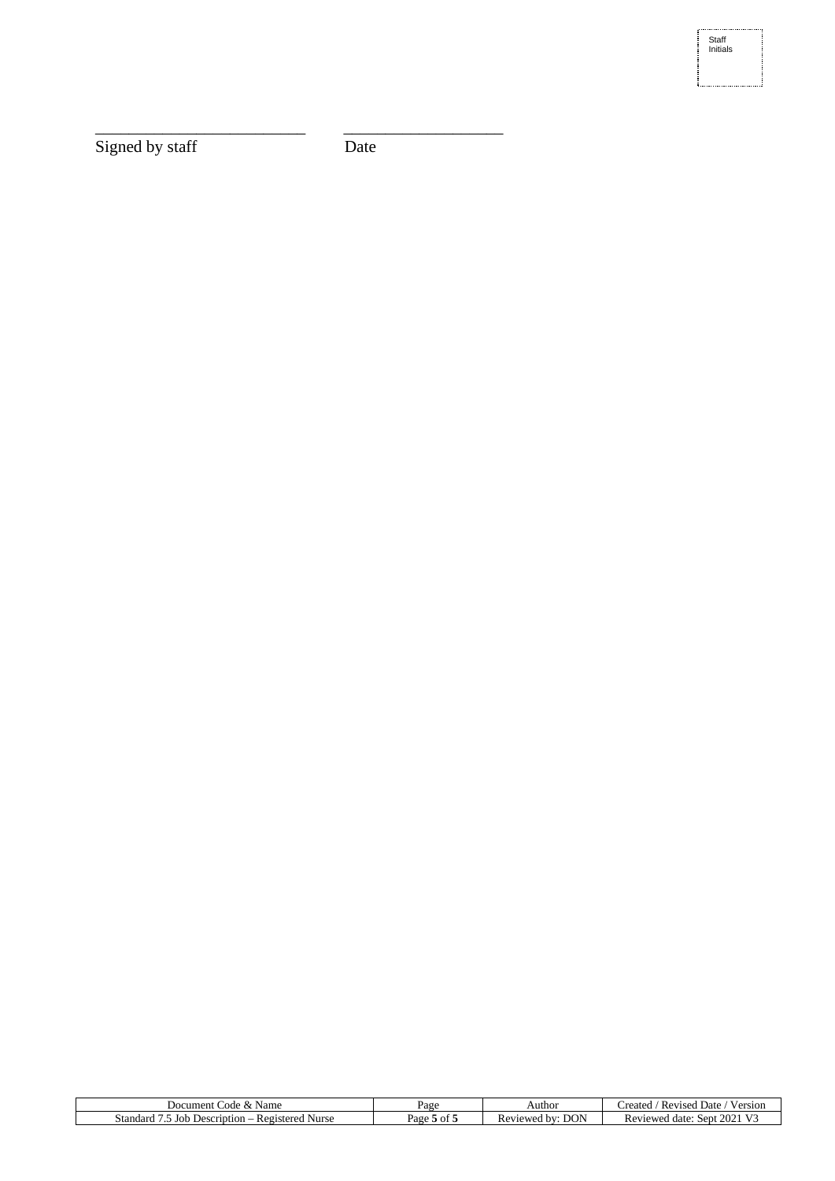Staff Initials

\_\_\_\_\_\_\_\_\_\_\_\_\_\_\_\_\_\_\_\_\_\_\_\_\_\_  \_\_\_\_\_\_\_\_\_\_\_\_\_\_\_\_\_\_\_\_

Signed by staff  Date